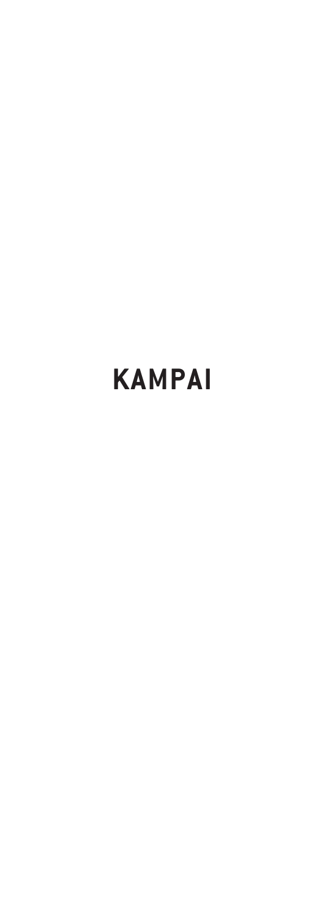# KAMPAI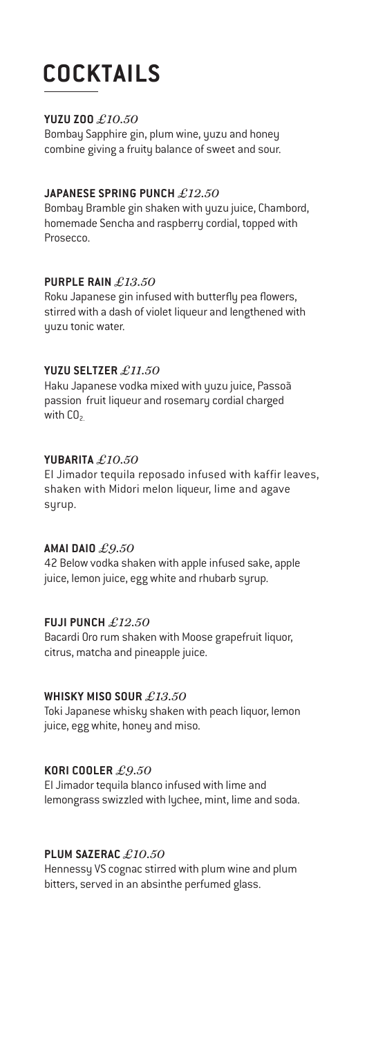# COCKTAILS

**YUZU ZOO** *£10.50*
Bombay Sapphire gin, plum wine, yuzu and honey combine giving a fruity balance of sweet and sour.

**JAPANESE SPRING PUNCH** *£12.50*
Bombay Bramble gin shaken with yuzu juice, Chambord, homemade Sencha and raspberry cordial, topped with Prosecco.

**PURPLE RAIN** *£13.50*
Roku Japanese gin infused with butterfly pea flowers, stirred with a dash of violet liqueur and lengthened with yuzu tonic water.

**YUZU SELTZER** *£11.50*
Haku Japanese vodka mixed with yuzu juice, Passoã passion fruit liqueur and rosemary cordial charged with $CO_2$.

**YUBARITA** *£10.50*
El Jimador tequila reposado infused with kaffir leaves, shaken with Midori melon liqueur, lime and agave syrup.

**AMAI DAIO** *£9.50*
42 Below vodka shaken with apple infused sake, apple juice, lemon juice, egg white and rhubarb syrup.

**FUJI PUNCH** *£12.50*
Bacardi Oro rum shaken with Moose grapefruit liquor, citrus, matcha and pineapple juice.

**WHISKY MISO SOUR** *£13.50*
Toki Japanese whisky shaken with peach liquor, lemon juice, egg white, honey and miso.

**KORI COOLER** *£9.50*
El Jimador tequila blanco infused with lime and lemongrass swizzled with lychee, mint, lime and soda.

**PLUM SAZERAC** *£10.50*
Hennessy VS cognac stirred with plum wine and plum bitters, served in an absinthe perfumed glass.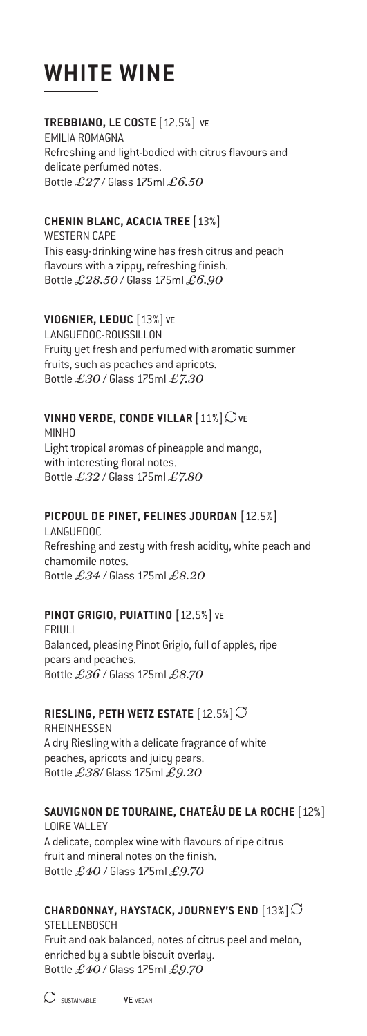# WHITE WINE

**TREBBIANO, LE COSTE** [12.5%] VE
EMILIA ROMAGNA
Refreshing and light-bodied with citrus flavours and delicate perfumed notes.
Bottle *£27* / Glass 175ml *£6.50*

**CHENIN BLANC, ACACIA TREE** [13%]
WESTERN CAPE
This easy-drinking wine has fresh citrus and peach flavours with a zippy, refreshing finish.
Bottle *£28.50* / Glass 175ml *£6.90*

**VIOGNIER, LEDUC** [13%] VE
LANGUEDOC-ROUSSILLON
Fruity yet fresh and perfumed with aromatic summer fruits, such as peaches and apricots.
Bottle *£30* / Glass 175ml *£7.30*

**VINHO VERDE, CONDE VILLAR** [11%] ◯ VE
MINHO
Light tropical aromas of pineapple and mango, with interesting floral notes.
Bottle *£32* / Glass 175ml *£7.80*

**PICPOUL DE PINET, FELINES JOURDAN** [12.5%]
LANGUEDOC
Refreshing and zesty with fresh acidity, white peach and chamomile notes.
Bottle *£34* / Glass 175ml *£8.20*

**PINOT GRIGIO, PUIATTINO** [12.5%] VE
FRIULI
Balanced, pleasing Pinot Grigio, full of apples, ripe pears and peaches.
Bottle *£36* / Glass 175ml *£8.70*

**RIESLING, PETH WETZ ESTATE** [12.5%] ◯
RHEINHESSEN
A dry Riesling with a delicate fragrance of white peaches, apricots and juicy pears.
Bottle *£38*/ Glass 175ml *£9.20*

**SAUVIGNON DE TOURAINE, CHATEÂU DE LA ROCHE** [12%]
LOIRE VALLEY
A delicate, complex wine with flavours of ripe citrus fruit and mineral notes on the finish.
Bottle *£40* / Glass 175ml *£9.70*

**CHARDONNAY, HAYSTACK, JOURNEY'S END** [13%] ◯
STELLENBOSCH
Fruit and oak balanced, notes of citrus peel and melon, enriched by a subtle biscuit overlay.
Bottle *£40* / Glass 175ml *£9.70*

◯ SUSTAINABLE VE VEGAN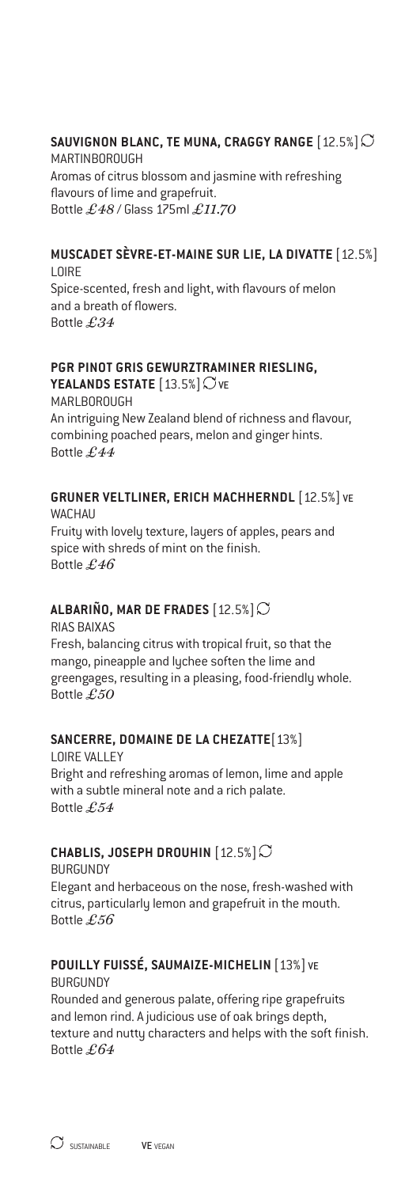### SAUVIGNON BLANC, TE MUNA, CRAGGY RANGE [12.5%] ♻

MARTINBOROUGH

Aromas of citrus blossom and jasmine with refreshing flavours of lime and grapefruit.

Bottle *£48* / Glass 175ml *£11.70*

### MUSCADET SÈVRE-ET-MAINE SUR LIE, LA DIVATTE [12.5%]

LOIRE

Spice-scented, fresh and light, with flavours of melon and a breath of flowers.

Bottle *£34*

### PGR PINOT GRIS GEWURZTRAMINER RIESLING, YEALANDS ESTATE [13.5%] ♻ VE

MARLBOROUGH

An intriguing New Zealand blend of richness and flavour, combining poached pears, melon and ginger hints.

Bottle *£44*

### GRUNER VELTLINER, ERICH MACHHERNDL [12.5%] VE

WACHAU

Fruity with lovely texture, layers of apples, pears and spice with shreds of mint on the finish.

Bottle *£46*

### ALBARIÑO, MAR DE FRADES [12.5%] ♻

RIAS BAIXAS

Fresh, balancing citrus with tropical fruit, so that the mango, pineapple and lychee soften the lime and greengages, resulting in a pleasing, food-friendly whole.

Bottle *£50*

### SANCERRE, DOMAINE DE LA CHEZATTE [13%]

LOIRE VALLEY

Bright and refreshing aromas of lemon, lime and apple with a subtle mineral note and a rich palate.

Bottle *£54*

### CHABLIS, JOSEPH DROUHIN [12.5%] ♻

BURGUNDY

Elegant and herbaceous on the nose, fresh-washed with citrus, particularly lemon and grapefruit in the mouth.

Bottle *£56*

### POUILLY FUISSÉ, SAUMAIZE-MICHELIN [13%] VE

BURGUNDY

Rounded and generous palate, offering ripe grapefruits and lemon rind. A judicious use of oak brings depth, texture and nutty characters and helps with the soft finish.

Bottle *£64*

♻ SUSTAINABLE VE VEGAN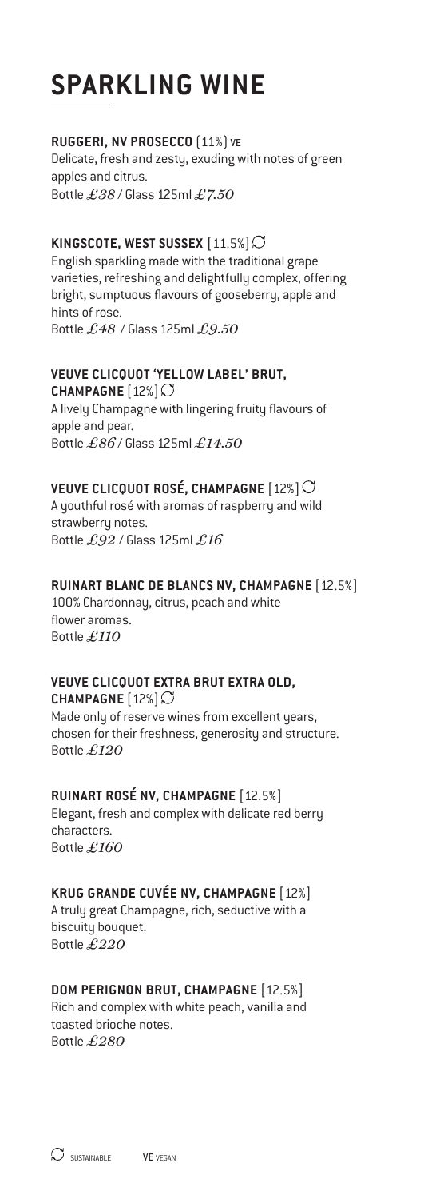# SPARKLING WINE

**RUGGERI, NV PROSECCO** (11%) VE
Delicate, fresh and zesty, exuding with notes of green apples and citrus.
Bottle *£38* / Glass 125ml *£7.50*

**KINGSCOTE, WEST SUSSEX** [11.5%] ♻
English sparkling made with the traditional grape varieties, refreshing and delightfully complex, offering bright, sumptuous flavours of gooseberry, apple and hints of rose.
Bottle *£48* / Glass 125ml *£9.50*

**VEUVE CLICQUOT 'YELLOW LABEL' BRUT, CHAMPAGNE** [12%] ♻
A lively Champagne with lingering fruity flavours of apple and pear.
Bottle *£86* / Glass 125ml *£14.50*

**VEUVE CLICQUOT ROSÉ, CHAMPAGNE** [12%] ♻
A youthful rosé with aromas of raspberry and wild strawberry notes.
Bottle *£92* / Glass 125ml *£16*

**RUINART BLANC DE BLANCS NV, CHAMPAGNE** [12.5%]
100% Chardonnay, citrus, peach and white flower aromas.
Bottle *£110*

**VEUVE CLICQUOT EXTRA BRUT EXTRA OLD, CHAMPAGNE** [12%] ♻
Made only of reserve wines from excellent years, chosen for their freshness, generosity and structure.
Bottle *£120*

**RUINART ROSÉ NV, CHAMPAGNE** [12.5%]
Elegant, fresh and complex with delicate red berry characters.
Bottle *£160*

**KRUG GRANDE CUVÉE NV, CHAMPAGNE** [12%]
A truly great Champagne, rich, seductive with a biscuity bouquet.
Bottle *£220*

**DOM PERIGNON BRUT, CHAMPAGNE** [12.5%]
Rich and complex with white peach, vanilla and toasted brioche notes.
Bottle *£280*

♻ SUSTAINABLE VE VEGAN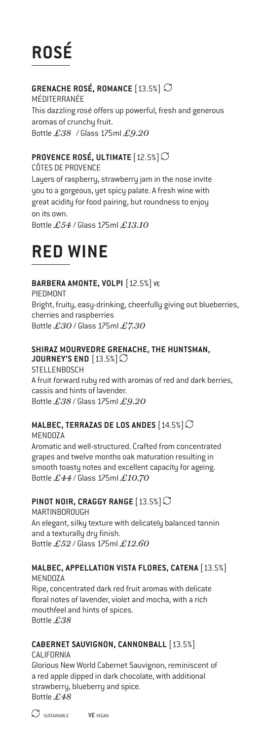# ROSÉ

**GRENACHE ROSÉ, ROMANCE** [13.5%] ♻

MÉDITERRANÉE

This dazzling rosé offers up powerful, fresh and generous aromas of crunchy fruit.

Bottle *£38* / Glass 175ml *£9.20*

**PROVENCE ROSÉ, ULTIMATE** [12.5%] ♻

CÔTES DE PROVENCE

Layers of raspberry, strawberry jam in the nose invite you to a gorgeous, yet spicy palate. A fresh wine with great acidity for food pairing, but roundness to enjoy on its own.

Bottle *£54* / Glass 175ml *£13.10*

# RED WINE

**BARBERA AMONTE, VOLPI** [12.5%] VE

PIEDMONT

Bright, fruity, easy-drinking, cheerfully giving out blueberries, cherries and raspberries

Bottle *£30* / Glass 175ml *£7.30*

**SHIRAZ MOURVEDRE GRENACHE, THE HUNTSMAN, JOURNEY'S END** [13.5%] ♻

STELLENBOSCH

A fruit forward ruby red with aromas of red and dark berries, cassis and hints of lavender.

Bottle *£38* / Glass 175ml *£9.20*

**MALBEC, TERRAZAS DE LOS ANDES** [14.5%] ♻

MENDOZA

Aromatic and well-structured. Crafted from concentrated grapes and twelve months oak maturation resulting in smooth toasty notes and excellent capacity for ageing.

Bottle *£44* / Glass 175ml *£10.70*

**PINOT NOIR, CRAGGY RANGE** [13.5%] ♻

MARTINBOROUGH

An elegant, silky texture with delicately balanced tannin and a texturally dry finish.

Bottle *£52* / Glass 175ml *£12.60*

**MALBEC, APPELLATION VISTA FLORES, CATENA** [13.5%]

MENDOZA

Ripe, concentrated dark red fruit aromas with delicate floral notes of lavender, violet and mocha, with a rich mouthfeel and hints of spices.

Bottle *£38*

**CABERNET SAUVIGNON, CANNONBALL** [13.5%]

CALIFORNIA

Glorious New World Cabernet Sauvignon, reminiscent of a red apple dipped in dark chocolate, with additional strawberry, blueberry and spice.

Bottle *£48*

♻ SUSTAINABLE VE VEGAN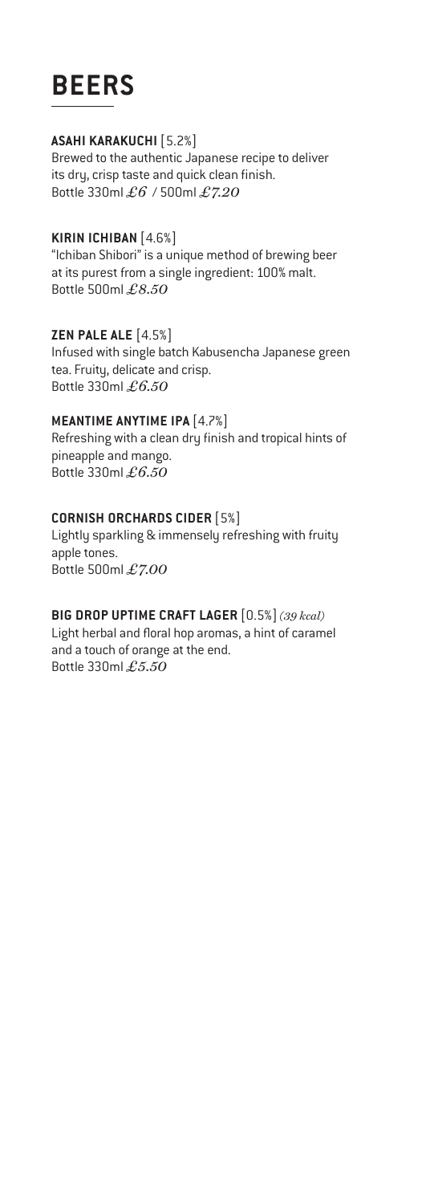# BEERS

**ASAHI KARAKUCHI** [5.2%]
Brewed to the authentic Japanese recipe to deliver its dry, crisp taste and quick clean finish.
Bottle 330ml *£6* / 500ml *£7.20*

**KIRIN ICHIBAN** [4.6%]
"Ichiban Shibori" is a unique method of brewing beer at its purest from a single ingredient: 100% malt.
Bottle 500ml *£8.50*

**ZEN PALE ALE** [4.5%]
Infused with single batch Kabusencha Japanese green tea. Fruity, delicate and crisp.
Bottle 330ml *£6.50*

**MEANTIME ANYTIME IPA** [4.7%]
Refreshing with a clean dry finish and tropical hints of pineapple and mango.
Bottle 330ml *£6.50*

**CORNISH ORCHARDS CIDER** [5%]
Lightly sparkling & immensely refreshing with fruity apple tones.
Bottle 500ml *£7.00*

**BIG DROP UPTIME CRAFT LAGER** [0.5%] *(39 kcal)*
Light herbal and floral hop aromas, a hint of caramel and a touch of orange at the end.
Bottle 330ml *£5.50*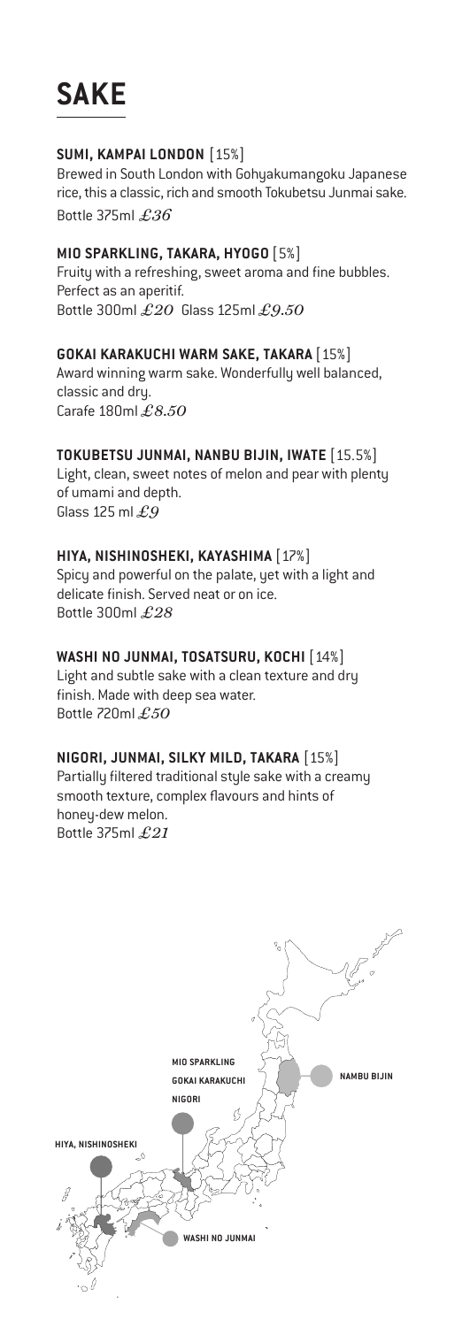# SAKE

**SUMI, KAMPAI LONDON** [15%]
Brewed in South London with Gohyakumangoku Japanese rice, this a classic, rich and smooth Tokubetsu Junmai sake.
Bottle 375ml *£36*

**MIO SPARKLING, TAKARA, HYOGO** [5%]
Fruity with a refreshing, sweet aroma and fine bubbles. Perfect as an aperitif.
Bottle 300ml *£20* Glass 125ml *£9.50*

**GOKAI KARAKUCHI WARM SAKE, TAKARA** [15%]
Award winning warm sake. Wonderfully well balanced, classic and dry.
Carafe 180ml *£8.50*

**TOKUBETSU JUNMAI, NANBU BIJIN, IWATE** [15.5%]
Light, clean, sweet notes of melon and pear with plenty of umami and depth.
Glass 125 ml *£9*

**HIYA, NISHINOSHEKI, KAYASHIMA** [17%]
Spicy and powerful on the palate, yet with a light and delicate finish. Served neat or on ice.
Bottle 300ml *£28*

**WASHI NO JUNMAI, TOSATSURU, KOCHI** [14%]
Light and subtle sake with a clean texture and dry finish. Made with deep sea water.
Bottle 720ml *£50*

**NIGORI, JUNMAI, SILKY MILD, TAKARA** [15%]
Partially filtered traditional style sake with a creamy smooth texture, complex flavours and hints of honey-dew melon.
Bottle 375ml *£21*

MIO SPARKLING
GOKAI KARAKUCHI
NIGORI
NAMBU BIJIN
HIYA, NISHINOSHEKI
WASHI NO JUNMAI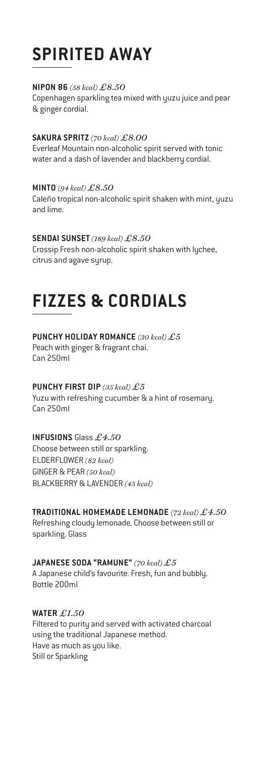# SPIRITED AWAY

**NIPON 86** *(58 kcal)* *£8.50*
Copenhagen sparkling tea mixed with yuzu juice and pear & ginger cordial.

**SAKURA SPRITZ** *(70 kcal)* *£8.00*
Everleaf Mountain non-alcoholic spirit served with tonic water and a dash of lavender and blackberry cordial.

**MINTO** *(94 kcal)* *£8.50*
Caleño tropical non-alcoholic spirit shaken with mint, yuzu and lime.

**SENDAI SUNSET** *(189 kcal)* *£8.50*
Crossip Fresh non-alcoholic spirit shaken with lychee, citrus and agave syrup.

# FIZZES & CORDIALS

**PUNCHY HOLIDAY ROMANCE** *(30 kcal)* *£5*
Peach with ginger & fragrant chai.
Can 250ml

**PUNCHY FIRST DIP** *(35 kcal)* *£5*
Yuzu with refreshing cucumber & a hint of rosemary.
Can 250ml

**INFUSIONS** Glass *£4.50*
Choose between still or sparkling.
ELDERFLOWER *(82 kcal)*
GINGER & PEAR *(50 kcal)*
BLACKBERRY & LAVENDER *(45 kcal)*

**TRADITIONAL HOMEMADE LEMONADE** *(72 kcal)* *£4.50*
Refreshing cloudy lemonade. Choose between still or sparkling. Glass

**JAPANESE SODA "RAMUNE"** *(70 kcal)* *£5*
A Japanese child's favourite. Fresh, fun and bubbly.
Bottle 200ml

**WATER** *£1.50*
Filtered to purity and served with activated charcoal using the traditional Japanese method.
Have as much as you like.
Still or Sparkling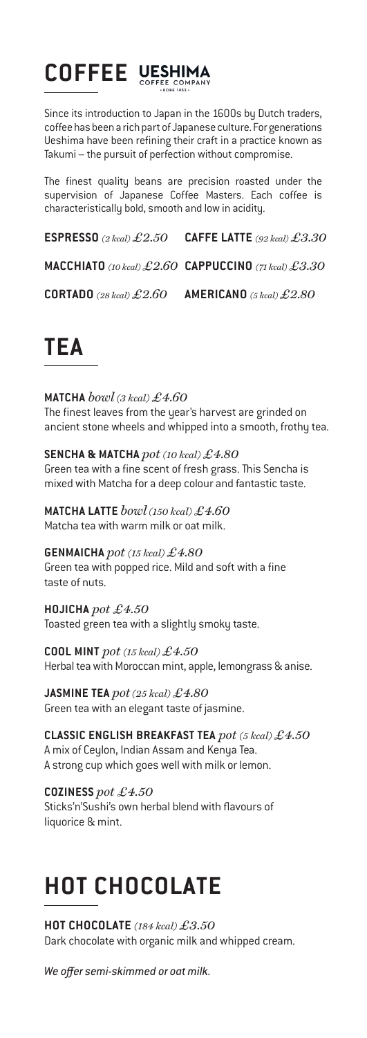# COFFEE UESHIMA COFFEE COMPANY

Since its introduction to Japan in the 1600s by Dutch traders, coffee has been a rich part of Japanese culture. For generations Ueshima have been refining their craft in a practice known as Takumi – the pursuit of perfection without compromise.

The finest quality beans are precision roasted under the supervision of Japanese Coffee Masters. Each coffee is characteristically bold, smooth and low in acidity.

**ESPRESSO** *(2 kcal)* *£2.50*

**CAFFE LATTE** *(92 kcal)* *£3.30*

**MACCHIATO** *(10 kcal)* *£2.60*

**CAPPUCCINO** *(71 kcal)* *£3.30*

**CORTADO** *(28 kcal)* *£2.60*

**AMERICANO** *(5 kcal)* *£2.80*

# TEA

**MATCHA** *bowl (3 kcal) £4.60*
The finest leaves from the year's harvest are grinded on ancient stone wheels and whipped into a smooth, frothy tea.

**SENCHA & MATCHA** *pot (10 kcal) £4.80*
Green tea with a fine scent of fresh grass. This Sencha is mixed with Matcha for a deep colour and fantastic taste.

**MATCHA LATTE** *bowl (150 kcal) £4.60*
Matcha tea with warm milk or oat milk.

**GENMAICHA** *pot (15 kcal) £4.80*
Green tea with popped rice. Mild and soft with a fine taste of nuts.

**HOJICHA** *pot £4.50*
Toasted green tea with a slightly smoky taste.

**COOL MINT** *pot (15 kcal) £4.50*
Herbal tea with Moroccan mint, apple, lemongrass & anise.

**JASMINE TEA** *pot (25 kcal) £4.80*
Green tea with an elegant taste of jasmine.

**CLASSIC ENGLISH BREAKFAST TEA** *pot (5 kcal) £4.50*
A mix of Ceylon, Indian Assam and Kenya Tea.
A strong cup which goes well with milk or lemon.

**COZINESS** *pot £4.50*
Sticks'n'Sushi's own herbal blend with flavours of liquorice & mint.

# HOT CHOCOLATE

**HOT CHOCOLATE** *(184 kcal) £3.50*
Dark chocolate with organic milk and whipped cream.

*We offer semi-skimmed or oat milk.*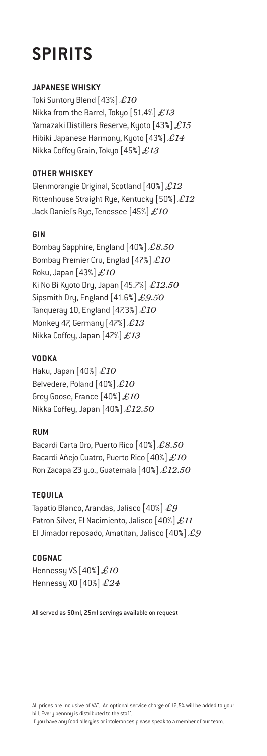# SPIRITS

### JAPANESE WHISKY

Toki Suntory Blend [43%] *£10*
Nikka from the Barrel, Tokyo [51.4%] *£13*
Yamazaki Distillers Reserve, Kyoto [43%] *£15*
Hibiki Japanese Harmony, Kyoto [43%] *£14*
Nikka Coffey Grain, Tokyo [45%] *£13*

### OTHER WHISKEY

Glenmorangie Original, Scotland [40%] *£12*
Rittenhouse Straight Rye, Kentucky [50%] *£12*
Jack Daniel's Rye, Tenessee [45%] *£10*

### GIN

Bombay Sapphire, England [40%] *£8.50*
Bombay Premier Cru, Englad [47%] *£10*
Roku, Japan [43%] *£10*
Ki No Bi Kyoto Dry, Japan [45.7%] *£12.50*
Sipsmith Dry, England [41.6%] *£9.50*
Tanqueray 10, England [47.3%] *£10*
Monkey 47, Germany [47%] *£13*
Nikka Coffey, Japan [47%] *£13*

### VODKA

Haku, Japan [40%] *£10*
Belvedere, Poland [40%] *£10*
Grey Goose, France [40%] *£10*
Nikka Coffey, Japan [40%] *£12.50*

### RUM

Bacardi Carta Oro, Puerto Rico [40%] *£8.50*
Bacardi Añejo Cuatro, Puerto Rico [40%] *£10*
Ron Zacapa 23 y.o., Guatemala [40%] *£12.50*

### TEQUILA

Tapatio Blanco, Arandas, Jalisco [40%] *£9*
Patron Silver, El Nacimiento, Jalisco [40%] *£11*
El Jimador reposado, Amatitan, Jalisco [40%] *£9*

### COGNAC

Hennessy VS [40%] *£10*
Hennessy XO [40%] *£24*

All served as 50ml, 25ml servings available on request

All prices are inclusive of VAT. An optional service charge of 12.5% will be added to your bill. Every pennny is distributed to the staff.
If you have any food allergies or intolerances please speak to a member of our team.